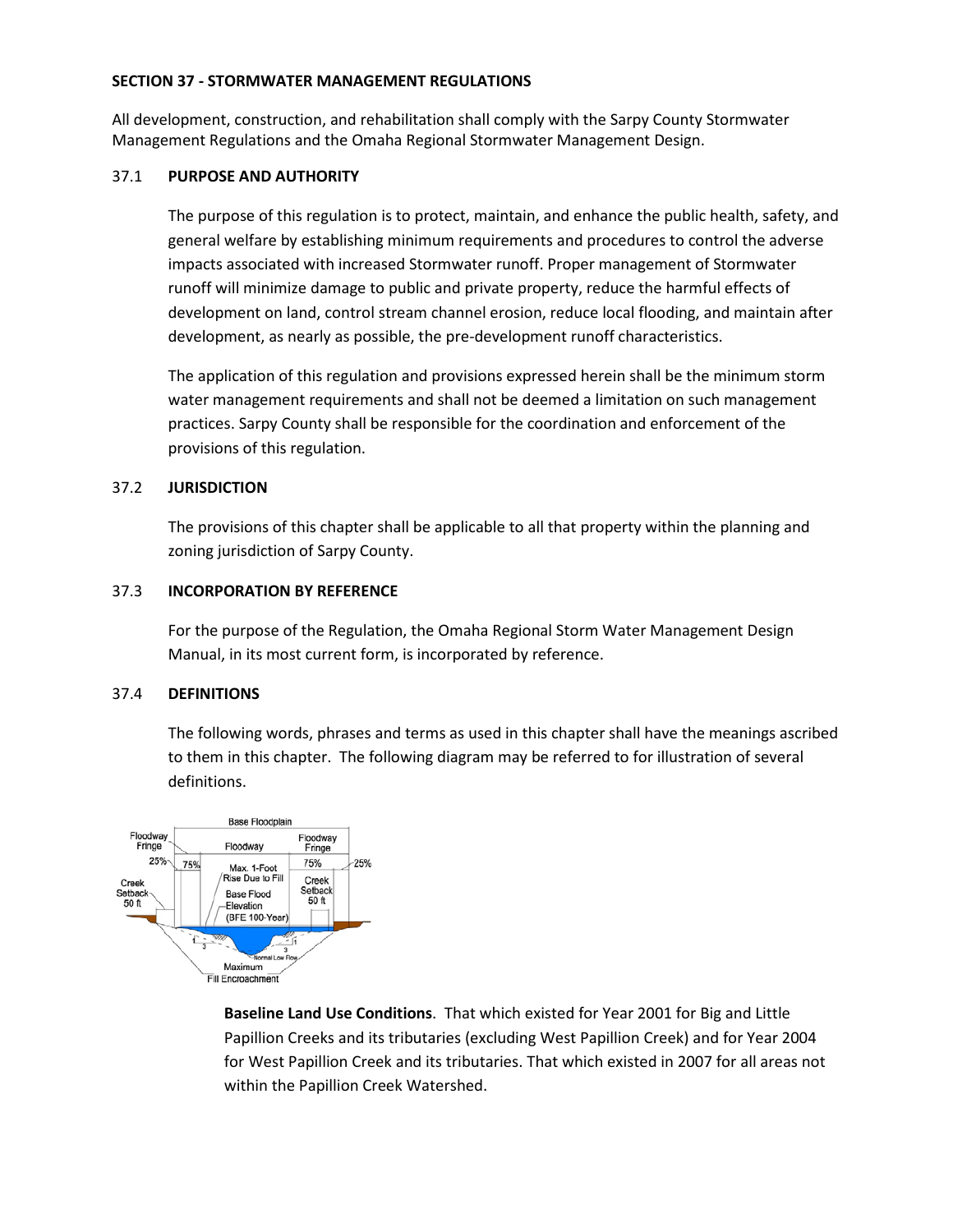## SECTION 37 - STORMWATER MANAGEMENT REGULATIONS

All development, construction, and rehabilitation shall comply with the Sarpy County Stormwater Management Regulations and the Omaha Regional Stormwater Management Design.

### 37.1 PURPOSE AND AUTHORITY

The purpose of this regulation is to protect, maintain, and enhance the public health, safety, and general welfare by establishing minimum requirements and procedures to control the adverse impacts associated with increased Stormwater runoff. Proper management of Stormwater runoff will minimize damage to public and private property, reduce the harmful effects of development on land, control stream channel erosion, reduce local flooding, and maintain after development, as nearly as possible, the pre-development runoff characteristics.

The application of this regulation and provisions expressed herein shall be the minimum storm water management requirements and shall not be deemed a limitation on such management practices. Sarpy County shall be responsible for the coordination and enforcement of the provisions of this regulation.

### 37.2 JURISDICTION

The provisions of this chapter shall be applicable to all that property within the planning and zoning jurisdiction of Sarpy County.

### 37.3 INCORPORATION BY REFERENCE

For the purpose of the Regulation, the Omaha Regional Storm Water Management Design Manual, in its most current form, is incorporated by reference.

### 37.4 DEFINITIONS

The following words, phrases and terms as used in this chapter shall have the meanings ascribed to them in this chapter. The following diagram may be referred to for illustration of several definitions.

**Baseline Land Use Conditions**. That which existed for Year 2001 for Big and Little Papillion Creeks and its tributaries (excluding West Papillion Creek) and for Year 2004 for West Papillion Creek and its tributaries. That which existed in 2007 for all areas not within the Papillion Creek Watershed.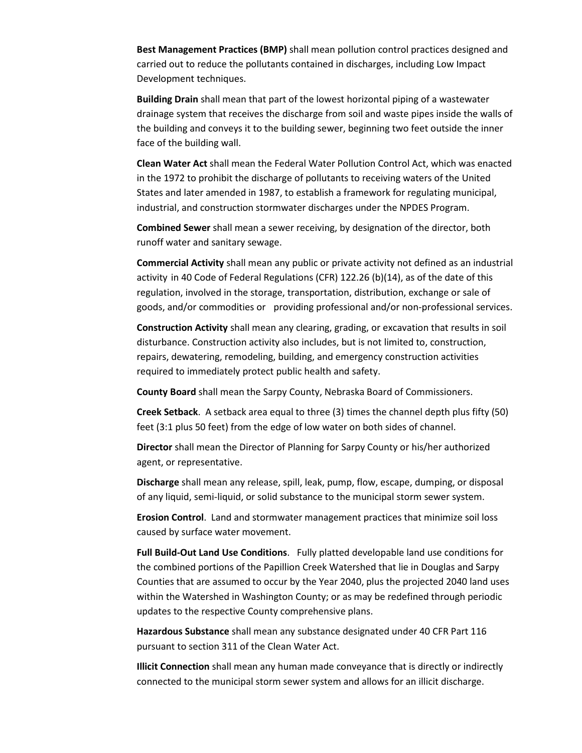**Best Management Practices (BMP)** shall mean pollution control practices designed and carried out to reduce the pollutants contained in discharges, including Low Impact Development techniques.

**Building Drain** shall mean that part of the lowest horizontal piping of a wastewater drainage system that receives the discharge from soil and waste pipes inside the walls of the building and conveys it to the building sewer, beginning two feet outside the inner face of the building wall.

**Clean Water Act** shall mean the Federal Water Pollution Control Act, which was enacted in the 1972 to prohibit the discharge of pollutants to receiving waters of the United States and later amended in 1987, to establish a framework for regulating municipal, industrial, and construction stormwater discharges under the NPDES Program.

**Combined Sewer** shall mean a sewer receiving, by designation of the director, both runoff water and sanitary sewage.

**Commercial Activity** shall mean any public or private activity not defined as an industrial activity in 40 Code of Federal Regulations (CFR) 122.26 (b)(14), as of the date of this regulation, involved in the storage, transportation, distribution, exchange or sale of goods, and/or commodities or providing professional and/or non-professional services.

**Construction Activity** shall mean any clearing, grading, or excavation that results in soil disturbance. Construction activity also includes, but is not limited to, construction, repairs, dewatering, remodeling, building, and emergency construction activities required to immediately protect public health and safety.

**County Board** shall mean the Sarpy County, Nebraska Board of Commissioners.

**Creek Setback**. A setback area equal to three (3) times the channel depth plus fifty (50) feet (3:1 plus 50 feet) from the edge of low water on both sides of channel.

**Director** shall mean the Director of Planning for Sarpy County or his/her authorized agent, or representative.

**Discharge** shall mean any release, spill, leak, pump, flow, escape, dumping, or disposal of any liquid, semi-liquid, or solid substance to the municipal storm sewer system.

**Erosion Control**. Land and stormwater management practices that minimize soil loss caused by surface water movement.

**Full Build-Out Land Use Conditions**. Fully platted developable land use conditions for the combined portions of the Papillion Creek Watershed that lie in Douglas and Sarpy Counties that are assumed to occur by the Year 2040, plus the projected 2040 land uses within the Watershed in Washington County; or as may be redefined through periodic updates to the respective County comprehensive plans.

**Hazardous Substance** shall mean any substance designated under 40 CFR Part 116 pursuant to section 311 of the Clean Water Act.

**Illicit Connection** shall mean any human made conveyance that is directly or indirectly connected to the municipal storm sewer system and allows for an illicit discharge.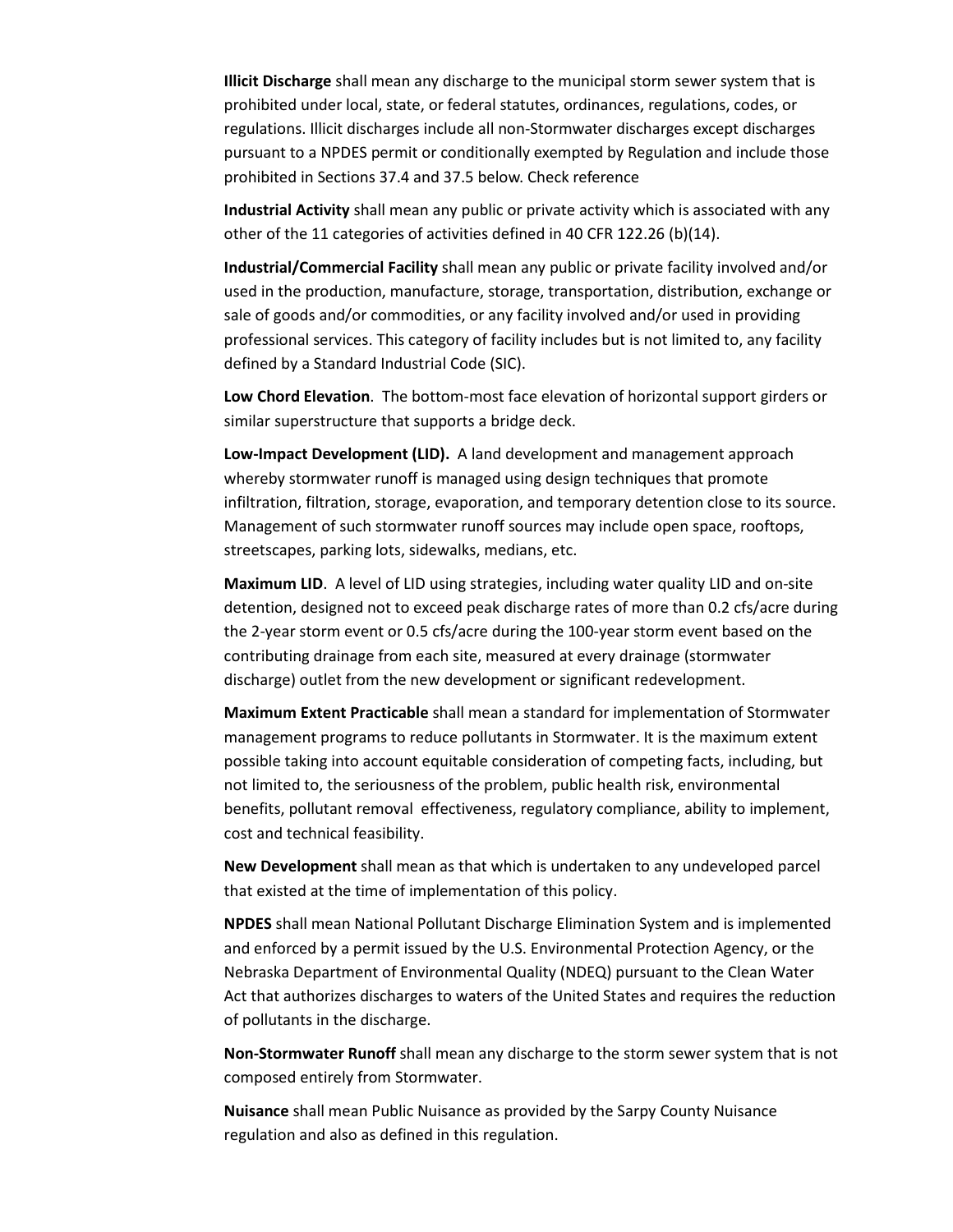**Illicit Discharge** shall mean any discharge to the municipal storm sewer system that is prohibited under local, state, or federal statutes, ordinances, regulations, codes, or regulations. Illicit discharges include all non-Stormwater discharges except discharges pursuant to a NPDES permit or conditionally exempted by Regulation and include those prohibited in Sections 37.4 and 37.5 below. Check reference

**Industrial Activity** shall mean any public or private activity which is associated with any other of the 11 categories of activities defined in 40 CFR 122.26 (b)(14).

**Industrial/Commercial Facility** shall mean any public or private facility involved and/or used in the production, manufacture, storage, transportation, distribution, exchange or sale of goods and/or commodities, or any facility involved and/or used in providing professional services. This category of facility includes but is not limited to, any facility defined by a Standard Industrial Code (SIC).

**Low Chord Elevation**. The bottom-most face elevation of horizontal support girders or similar superstructure that supports a bridge deck.

**Low-Impact Development (LID).** A land development and management approach whereby stormwater runoff is managed using design techniques that promote infiltration, filtration, storage, evaporation, and temporary detention close to its source. Management of such stormwater runoff sources may include open space, rooftops, streetscapes, parking lots, sidewalks, medians, etc.

**Maximum LID**. A level of LID using strategies, including water quality LID and on-site detention, designed not to exceed peak discharge rates of more than 0.2 cfs/acre during the 2-year storm event or 0.5 cfs/acre during the 100-year storm event based on the contributing drainage from each site, measured at every drainage (stormwater discharge) outlet from the new development or significant redevelopment.

**Maximum Extent Practicable** shall mean a standard for implementation of Stormwater management programs to reduce pollutants in Stormwater. It is the maximum extent possible taking into account equitable consideration of competing facts, including, but not limited to, the seriousness of the problem, public health risk, environmental benefits, pollutant removal effectiveness, regulatory compliance, ability to implement, cost and technical feasibility.

**New Development** shall mean as that which is undertaken to any undeveloped parcel that existed at the time of implementation of this policy.

**NPDES** shall mean National Pollutant Discharge Elimination System and is implemented and enforced by a permit issued by the U.S. Environmental Protection Agency, or the Nebraska Department of Environmental Quality (NDEQ) pursuant to the Clean Water Act that authorizes discharges to waters of the United States and requires the reduction of pollutants in the discharge.

**Non-Stormwater Runoff** shall mean any discharge to the storm sewer system that is not composed entirely from Stormwater.

**Nuisance** shall mean Public Nuisance as provided by the Sarpy County Nuisance regulation and also as defined in this regulation.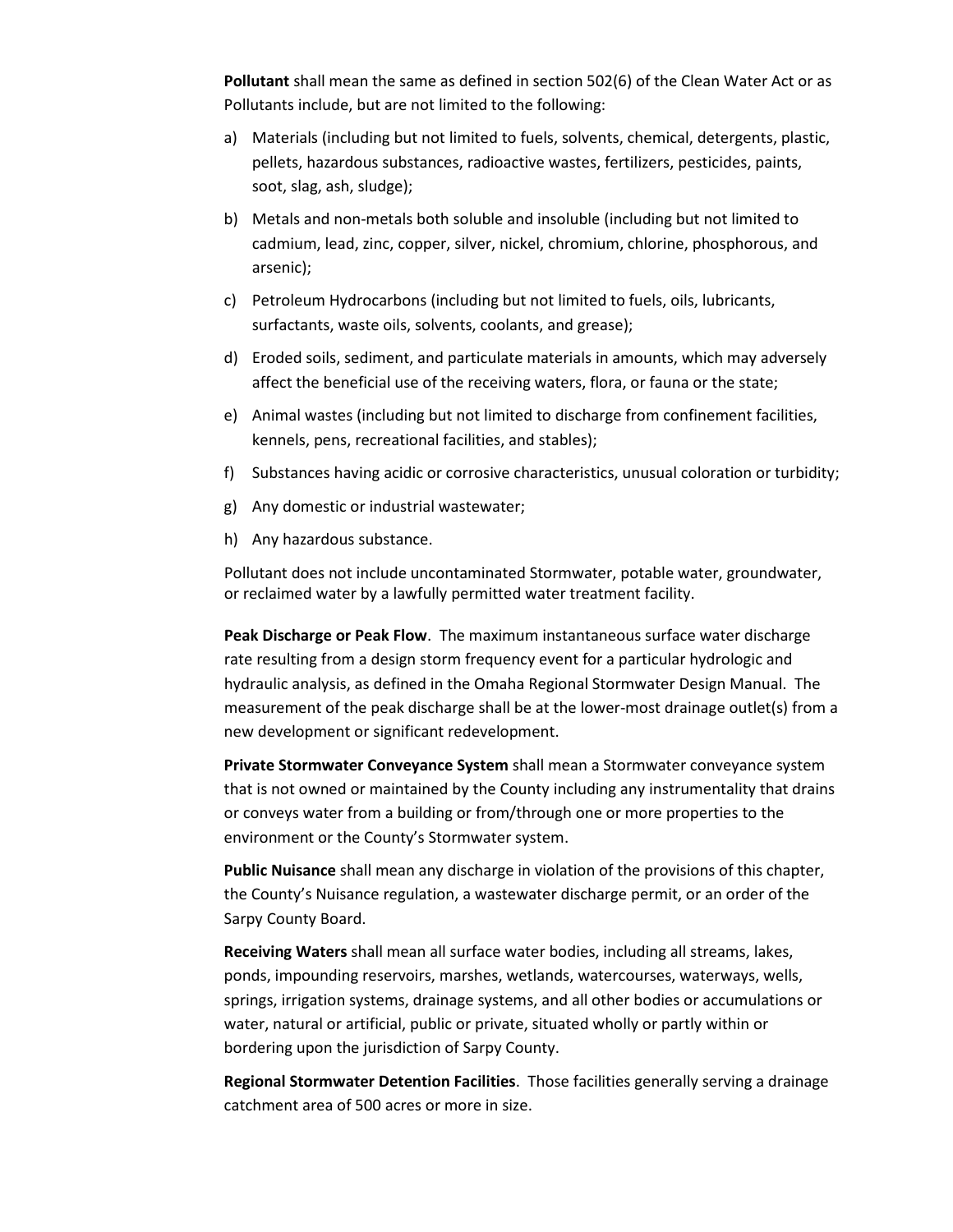**Pollutant** shall mean the same as defined in section 502(6) of the Clean Water Act or as Pollutants include, but are not limited to the following:

a) Materials (including but not limited to fuels, solvents, chemical, detergents, plastic, pellets, hazardous substances, radioactive wastes, fertilizers, pesticides, paints, soot, slag, ash, sludge);
b) Metals and non-metals both soluble and insoluble (including but not limited to cadmium, lead, zinc, copper, silver, nickel, chromium, chlorine, phosphorous, and arsenic);
c) Petroleum Hydrocarbons (including but not limited to fuels, oils, lubricants, surfactants, waste oils, solvents, coolants, and grease);
d) Eroded soils, sediment, and particulate materials in amounts, which may adversely affect the beneficial use of the receiving waters, flora, or fauna or the state;
e) Animal wastes (including but not limited to discharge from confinement facilities, kennels, pens, recreational facilities, and stables);
f) Substances having acidic or corrosive characteristics, unusual coloration or turbidity;
g) Any domestic or industrial wastewater;
h) Any hazardous substance.

Pollutant does not include uncontaminated Stormwater, potable water, groundwater, or reclaimed water by a lawfully permitted water treatment facility.

**Peak Discharge or Peak Flow**. The maximum instantaneous surface water discharge rate resulting from a design storm frequency event for a particular hydrologic and hydraulic analysis, as defined in the Omaha Regional Stormwater Design Manual. The measurement of the peak discharge shall be at the lower-most drainage outlet(s) from a new development or significant redevelopment.

**Private Stormwater Conveyance System** shall mean a Stormwater conveyance system that is not owned or maintained by the County including any instrumentality that drains or conveys water from a building or from/through one or more properties to the environment or the County's Stormwater system.

**Public Nuisance** shall mean any discharge in violation of the provisions of this chapter, the County's Nuisance regulation, a wastewater discharge permit, or an order of the Sarpy County Board.

**Receiving Waters** shall mean all surface water bodies, including all streams, lakes, ponds, impounding reservoirs, marshes, wetlands, watercourses, waterways, wells, springs, irrigation systems, drainage systems, and all other bodies or accumulations or water, natural or artificial, public or private, situated wholly or partly within or bordering upon the jurisdiction of Sarpy County.

**Regional Stormwater Detention Facilities**. Those facilities generally serving a drainage catchment area of 500 acres or more in size.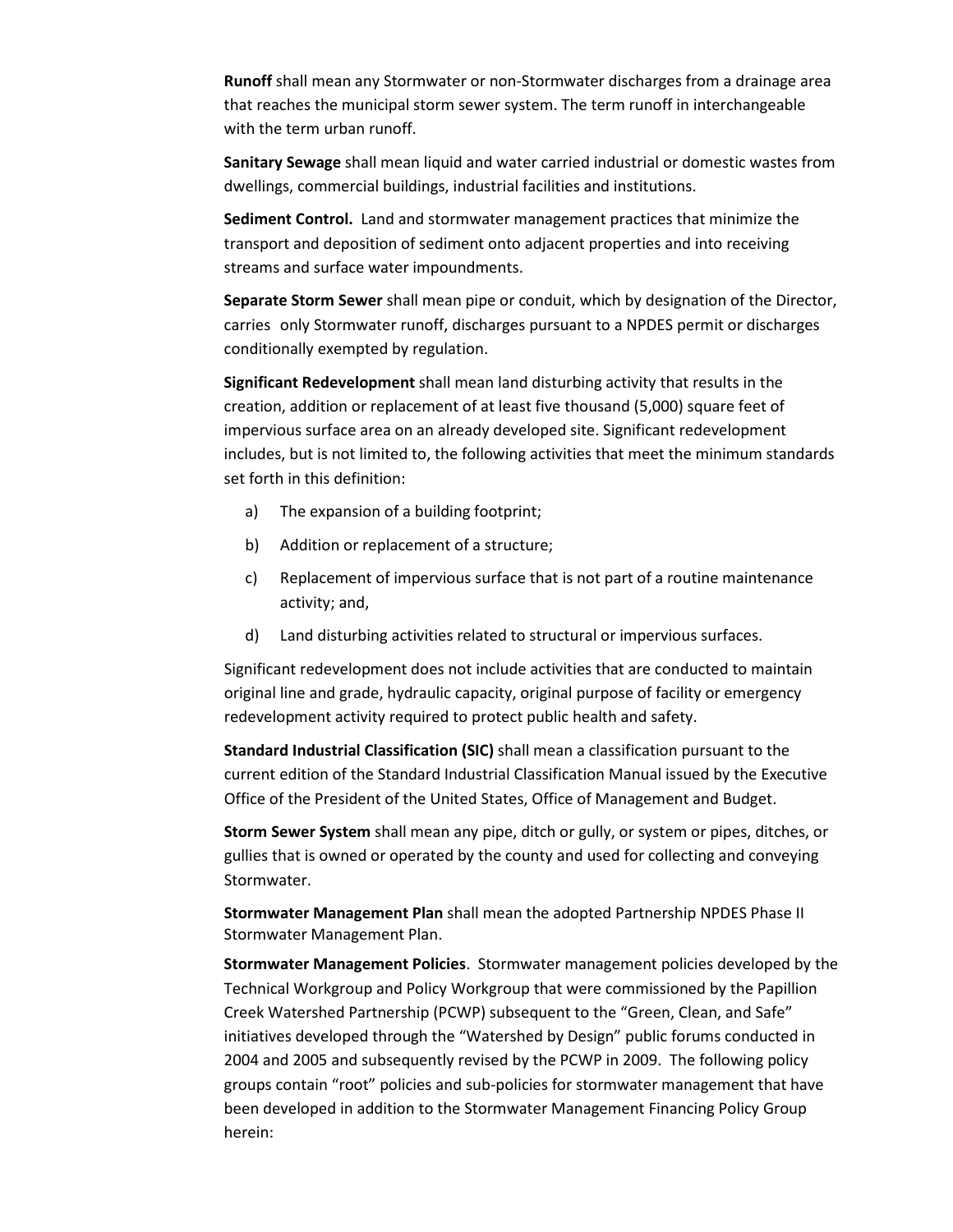**Runoff** shall mean any Stormwater or non-Stormwater discharges from a drainage area that reaches the municipal storm sewer system. The term runoff in interchangeable with the term urban runoff.

**Sanitary Sewage** shall mean liquid and water carried industrial or domestic wastes from dwellings, commercial buildings, industrial facilities and institutions.

**Sediment Control.** Land and stormwater management practices that minimize the transport and deposition of sediment onto adjacent properties and into receiving streams and surface water impoundments.

**Separate Storm Sewer** shall mean pipe or conduit, which by designation of the Director, carries only Stormwater runoff, discharges pursuant to a NPDES permit or discharges conditionally exempted by regulation.

**Significant Redevelopment** shall mean land disturbing activity that results in the creation, addition or replacement of at least five thousand (5,000) square feet of impervious surface area on an already developed site. Significant redevelopment includes, but is not limited to, the following activities that meet the minimum standards set forth in this definition:

a) The expansion of a building footprint;

b) Addition or replacement of a structure;

c) Replacement of impervious surface that is not part of a routine maintenance activity; and,

d) Land disturbing activities related to structural or impervious surfaces.

Significant redevelopment does not include activities that are conducted to maintain original line and grade, hydraulic capacity, original purpose of facility or emergency redevelopment activity required to protect public health and safety.

**Standard Industrial Classification (SIC)** shall mean a classification pursuant to the current edition of the Standard Industrial Classification Manual issued by the Executive Office of the President of the United States, Office of Management and Budget.

**Storm Sewer System** shall mean any pipe, ditch or gully, or system or pipes, ditches, or gullies that is owned or operated by the county and used for collecting and conveying Stormwater.

**Stormwater Management Plan** shall mean the adopted Partnership NPDES Phase II Stormwater Management Plan.

**Stormwater Management Policies**. Stormwater management policies developed by the Technical Workgroup and Policy Workgroup that were commissioned by the Papillion Creek Watershed Partnership (PCWP) subsequent to the "Green, Clean, and Safe" initiatives developed through the "Watershed by Design" public forums conducted in 2004 and 2005 and subsequently revised by the PCWP in 2009. The following policy groups contain "root" policies and sub-policies for stormwater management that have been developed in addition to the Stormwater Management Financing Policy Group herein: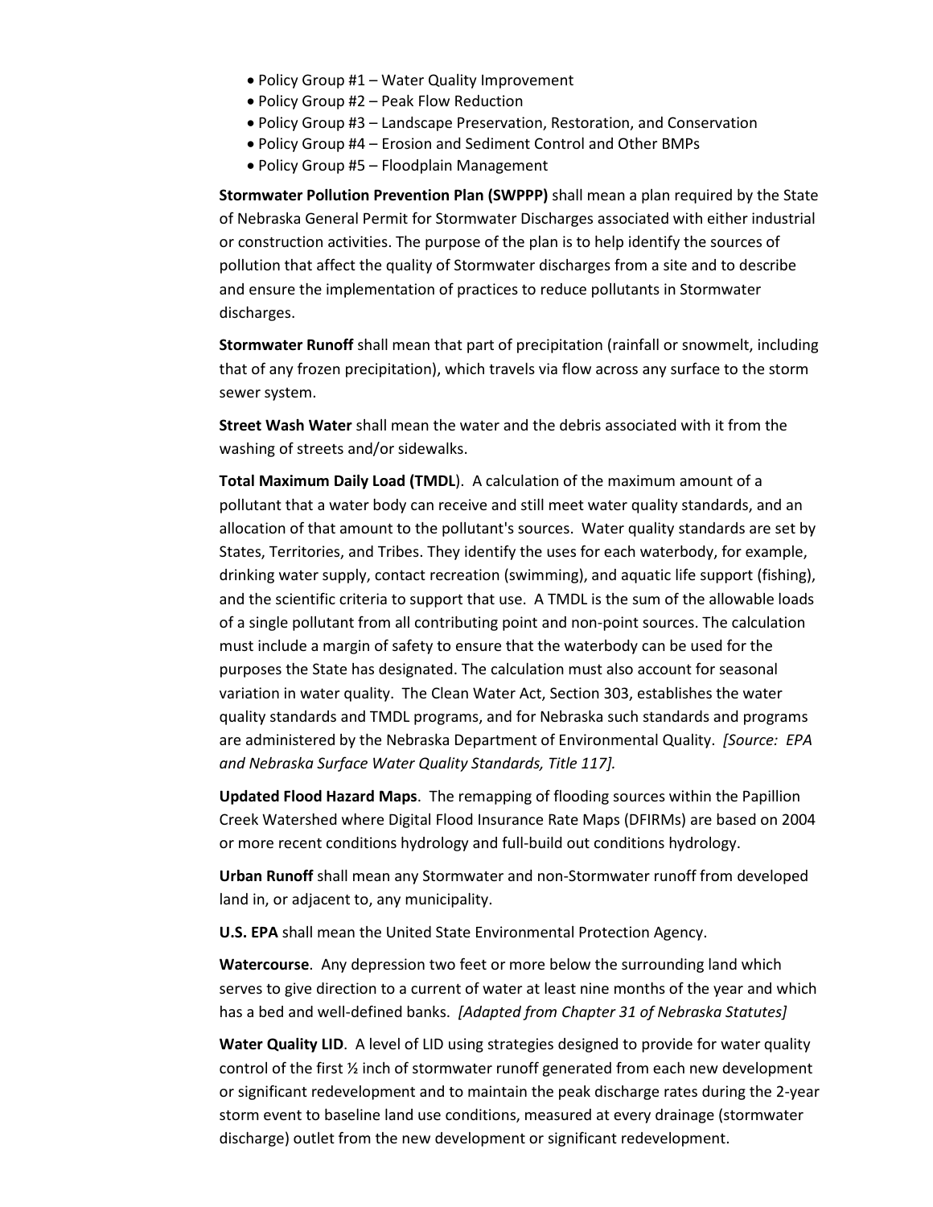- Policy Group #1 – Water Quality Improvement
- Policy Group #2 – Peak Flow Reduction
- Policy Group #3 – Landscape Preservation, Restoration, and Conservation
- Policy Group #4 – Erosion and Sediment Control and Other BMPs
- Policy Group #5 – Floodplain Management

**Stormwater Pollution Prevention Plan (SWPPP)** shall mean a plan required by the State of Nebraska General Permit for Stormwater Discharges associated with either industrial or construction activities. The purpose of the plan is to help identify the sources of pollution that affect the quality of Stormwater discharges from a site and to describe and ensure the implementation of practices to reduce pollutants in Stormwater discharges.

**Stormwater Runoff** shall mean that part of precipitation (rainfall or snowmelt, including that of any frozen precipitation), which travels via flow across any surface to the storm sewer system.

**Street Wash Water** shall mean the water and the debris associated with it from the washing of streets and/or sidewalks.

**Total Maximum Daily Load (TMDL**). A calculation of the maximum amount of a pollutant that a water body can receive and still meet water quality standards, and an allocation of that amount to the pollutant's sources. Water quality standards are set by States, Territories, and Tribes. They identify the uses for each waterbody, for example, drinking water supply, contact recreation (swimming), and aquatic life support (fishing), and the scientific criteria to support that use. A TMDL is the sum of the allowable loads of a single pollutant from all contributing point and non-point sources. The calculation must include a margin of safety to ensure that the waterbody can be used for the purposes the State has designated. The calculation must also account for seasonal variation in water quality. The Clean Water Act, Section 303, establishes the water quality standards and TMDL programs, and for Nebraska such standards and programs are administered by the Nebraska Department of Environmental Quality. *[Source: EPA and Nebraska Surface Water Quality Standards, Title 117].*

**Updated Flood Hazard Maps**. The remapping of flooding sources within the Papillion Creek Watershed where Digital Flood Insurance Rate Maps (DFIRMs) are based on 2004 or more recent conditions hydrology and full-build out conditions hydrology.

**Urban Runoff** shall mean any Stormwater and non-Stormwater runoff from developed land in, or adjacent to, any municipality.

**U.S. EPA** shall mean the United State Environmental Protection Agency.

**Watercourse**. Any depression two feet or more below the surrounding land which serves to give direction to a current of water at least nine months of the year and which has a bed and well-defined banks. *[Adapted from Chapter 31 of Nebraska Statutes]*

**Water Quality LID**. A level of LID using strategies designed to provide for water quality control of the first ½ inch of stormwater runoff generated from each new development or significant redevelopment and to maintain the peak discharge rates during the 2-year storm event to baseline land use conditions, measured at every drainage (stormwater discharge) outlet from the new development or significant redevelopment.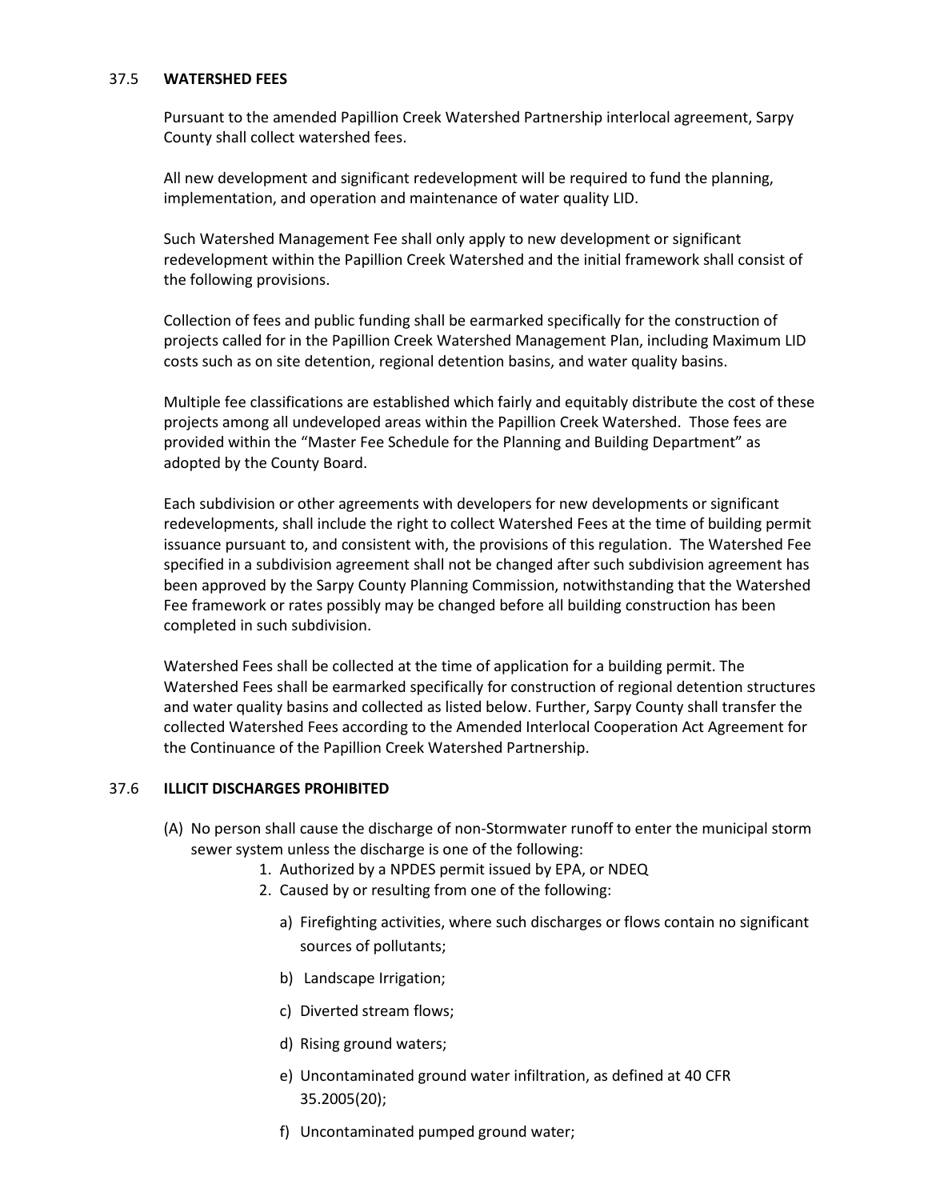## 37.5 WATERSHED FEES

Pursuant to the amended Papillion Creek Watershed Partnership interlocal agreement, Sarpy County shall collect watershed fees.

All new development and significant redevelopment will be required to fund the planning, implementation, and operation and maintenance of water quality LID.

Such Watershed Management Fee shall only apply to new development or significant redevelopment within the Papillion Creek Watershed and the initial framework shall consist of the following provisions.

Collection of fees and public funding shall be earmarked specifically for the construction of projects called for in the Papillion Creek Watershed Management Plan, including Maximum LID costs such as on site detention, regional detention basins, and water quality basins.

Multiple fee classifications are established which fairly and equitably distribute the cost of these projects among all undeveloped areas within the Papillion Creek Watershed. Those fees are provided within the "Master Fee Schedule for the Planning and Building Department" as adopted by the County Board.

Each subdivision or other agreements with developers for new developments or significant redevelopments, shall include the right to collect Watershed Fees at the time of building permit issuance pursuant to, and consistent with, the provisions of this regulation. The Watershed Fee specified in a subdivision agreement shall not be changed after such subdivision agreement has been approved by the Sarpy County Planning Commission, notwithstanding that the Watershed Fee framework or rates possibly may be changed before all building construction has been completed in such subdivision.

Watershed Fees shall be collected at the time of application for a building permit. The Watershed Fees shall be earmarked specifically for construction of regional detention structures and water quality basins and collected as listed below. Further, Sarpy County shall transfer the collected Watershed Fees according to the Amended Interlocal Cooperation Act Agreement for the Continuance of the Papillion Creek Watershed Partnership.

## 37.6 ILLICIT DISCHARGES PROHIBITED

(A) No person shall cause the discharge of non-Stormwater runoff to enter the municipal storm sewer system unless the discharge is one of the following:

1. Authorized by a NPDES permit issued by EPA, or NDEQ
2. Caused by or resulting from one of the following:
   a) Firefighting activities, where such discharges or flows contain no significant sources of pollutants;
   b) Landscape Irrigation;
   c) Diverted stream flows;
   d) Rising ground waters;
   e) Uncontaminated ground water infiltration, as defined at 40 CFR 35.2005(20);
   f) Uncontaminated pumped ground water;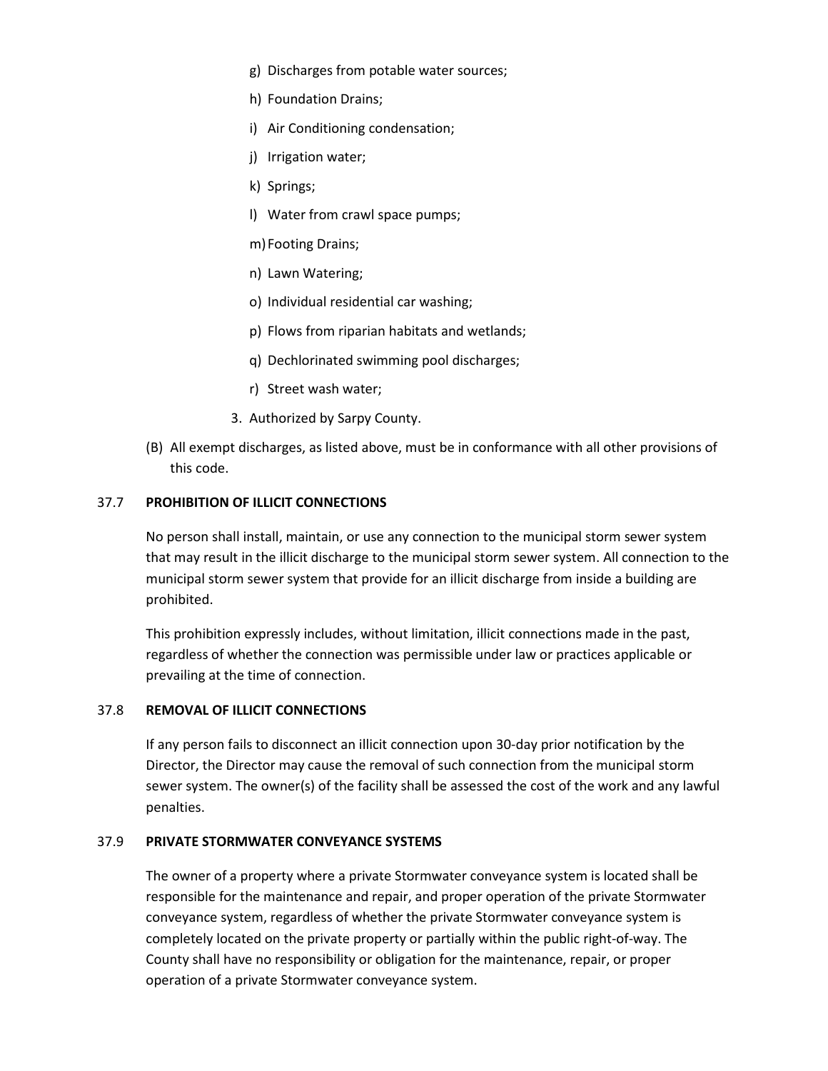g) Discharges from potable water sources;

h) Foundation Drains;

i) Air Conditioning condensation;

j) Irrigation water;

k) Springs;

l) Water from crawl space pumps;

m) Footing Drains;

n) Lawn Watering;

o) Individual residential car washing;

p) Flows from riparian habitats and wetlands;

q) Dechlorinated swimming pool discharges;

r) Street wash water;

3. Authorized by Sarpy County.

(B) All exempt discharges, as listed above, must be in conformance with all other provisions of this code.

### 37.7 PROHIBITION OF ILLICIT CONNECTIONS

No person shall install, maintain, or use any connection to the municipal storm sewer system that may result in the illicit discharge to the municipal storm sewer system. All connection to the municipal storm sewer system that provide for an illicit discharge from inside a building are prohibited.

This prohibition expressly includes, without limitation, illicit connections made in the past, regardless of whether the connection was permissible under law or practices applicable or prevailing at the time of connection.

### 37.8 REMOVAL OF ILLICIT CONNECTIONS

If any person fails to disconnect an illicit connection upon 30-day prior notification by the Director, the Director may cause the removal of such connection from the municipal storm sewer system. The owner(s) of the facility shall be assessed the cost of the work and any lawful penalties.

### 37.9 PRIVATE STORMWATER CONVEYANCE SYSTEMS

The owner of a property where a private Stormwater conveyance system is located shall be responsible for the maintenance and repair, and proper operation of the private Stormwater conveyance system, regardless of whether the private Stormwater conveyance system is completely located on the private property or partially within the public right-of-way. The County shall have no responsibility or obligation for the maintenance, repair, or proper operation of a private Stormwater conveyance system.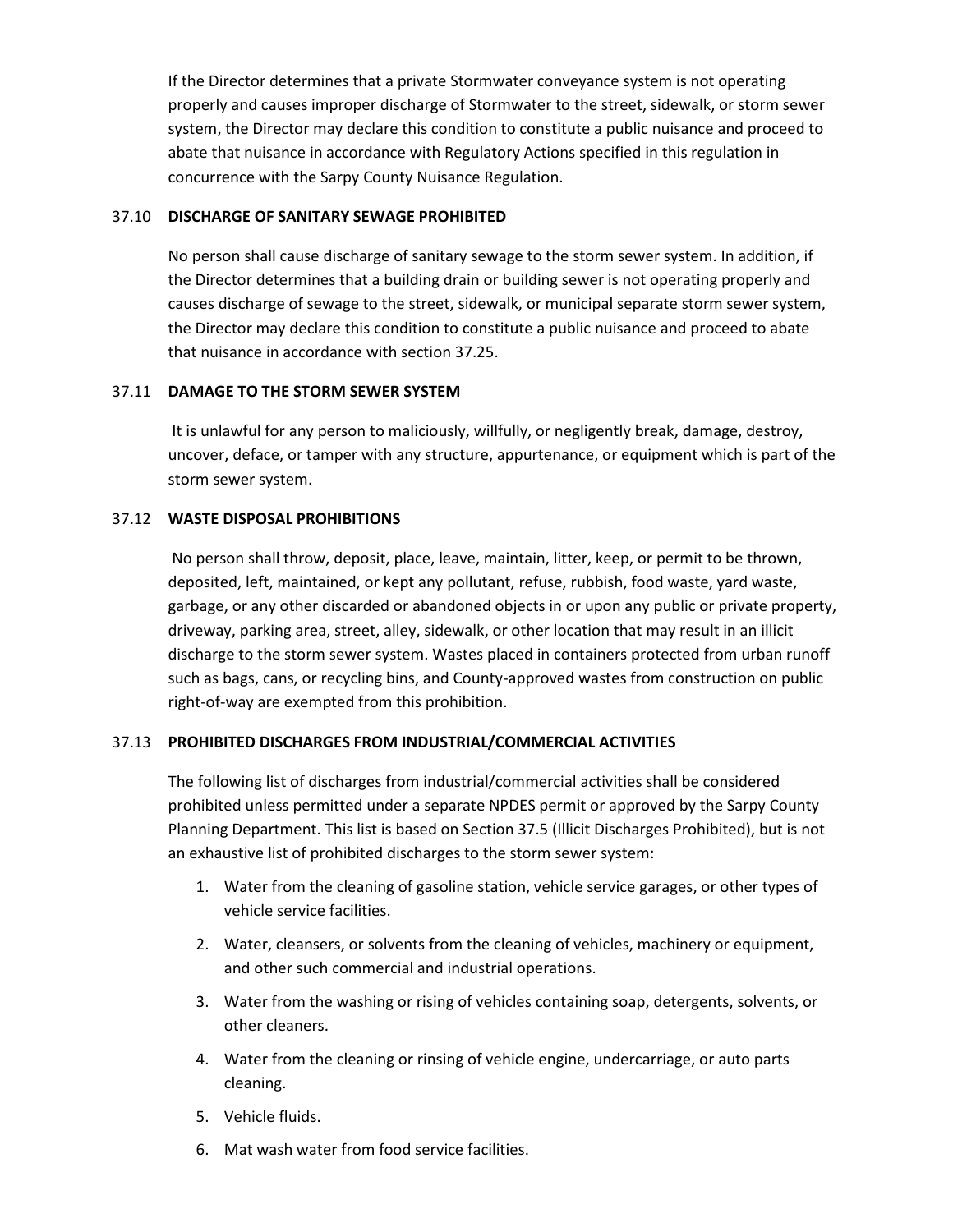If the Director determines that a private Stormwater conveyance system is not operating properly and causes improper discharge of Stormwater to the street, sidewalk, or storm sewer system, the Director may declare this condition to constitute a public nuisance and proceed to abate that nuisance in accordance with Regulatory Actions specified in this regulation in concurrence with the Sarpy County Nuisance Regulation.

### 37.10 DISCHARGE OF SANITARY SEWAGE PROHIBITED

No person shall cause discharge of sanitary sewage to the storm sewer system. In addition, if the Director determines that a building drain or building sewer is not operating properly and causes discharge of sewage to the street, sidewalk, or municipal separate storm sewer system, the Director may declare this condition to constitute a public nuisance and proceed to abate that nuisance in accordance with section 37.25.

### 37.11 DAMAGE TO THE STORM SEWER SYSTEM

It is unlawful for any person to maliciously, willfully, or negligently break, damage, destroy, uncover, deface, or tamper with any structure, appurtenance, or equipment which is part of the storm sewer system.

### 37.12 WASTE DISPOSAL PROHIBITIONS

No person shall throw, deposit, place, leave, maintain, litter, keep, or permit to be thrown, deposited, left, maintained, or kept any pollutant, refuse, rubbish, food waste, yard waste, garbage, or any other discarded or abandoned objects in or upon any public or private property, driveway, parking area, street, alley, sidewalk, or other location that may result in an illicit discharge to the storm sewer system. Wastes placed in containers protected from urban runoff such as bags, cans, or recycling bins, and County-approved wastes from construction on public right-of-way are exempted from this prohibition.

### 37.13 PROHIBITED DISCHARGES FROM INDUSTRIAL/COMMERCIAL ACTIVITIES

The following list of discharges from industrial/commercial activities shall be considered prohibited unless permitted under a separate NPDES permit or approved by the Sarpy County Planning Department. This list is based on Section 37.5 (Illicit Discharges Prohibited), but is not an exhaustive list of prohibited discharges to the storm sewer system:

1. Water from the cleaning of gasoline station, vehicle service garages, or other types of vehicle service facilities.
2. Water, cleansers, or solvents from the cleaning of vehicles, machinery or equipment, and other such commercial and industrial operations.
3. Water from the washing or rising of vehicles containing soap, detergents, solvents, or other cleaners.
4. Water from the cleaning or rinsing of vehicle engine, undercarriage, or auto parts cleaning.
5. Vehicle fluids.
6. Mat wash water from food service facilities.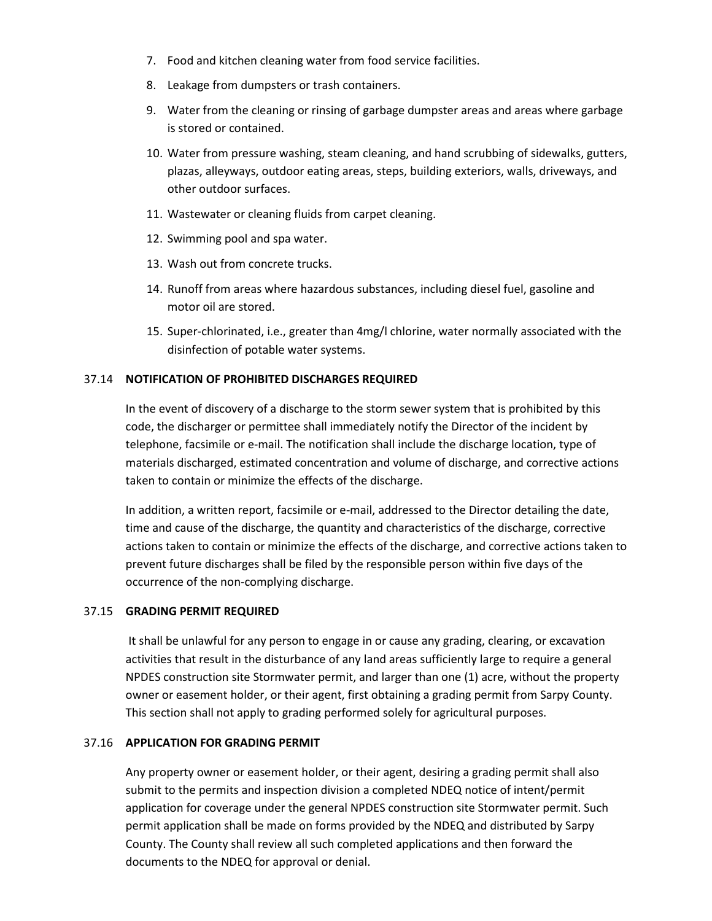7. Food and kitchen cleaning water from food service facilities.
8. Leakage from dumpsters or trash containers.
9. Water from the cleaning or rinsing of garbage dumpster areas and areas where garbage is stored or contained.
10. Water from pressure washing, steam cleaning, and hand scrubbing of sidewalks, gutters, plazas, alleyways, outdoor eating areas, steps, building exteriors, walls, driveways, and other outdoor surfaces.
11. Wastewater or cleaning fluids from carpet cleaning.
12. Swimming pool and spa water.
13. Wash out from concrete trucks.
14. Runoff from areas where hazardous substances, including diesel fuel, gasoline and motor oil are stored.
15. Super-chlorinated, i.e., greater than 4mg/l chlorine, water normally associated with the disinfection of potable water systems.

### 37.14 NOTIFICATION OF PROHIBITED DISCHARGES REQUIRED

In the event of discovery of a discharge to the storm sewer system that is prohibited by this code, the discharger or permittee shall immediately notify the Director of the incident by telephone, facsimile or e-mail. The notification shall include the discharge location, type of materials discharged, estimated concentration and volume of discharge, and corrective actions taken to contain or minimize the effects of the discharge.

In addition, a written report, facsimile or e-mail, addressed to the Director detailing the date, time and cause of the discharge, the quantity and characteristics of the discharge, corrective actions taken to contain or minimize the effects of the discharge, and corrective actions taken to prevent future discharges shall be filed by the responsible person within five days of the occurrence of the non-complying discharge.

### 37.15 GRADING PERMIT REQUIRED

It shall be unlawful for any person to engage in or cause any grading, clearing, or excavation activities that result in the disturbance of any land areas sufficiently large to require a general NPDES construction site Stormwater permit, and larger than one (1) acre, without the property owner or easement holder, or their agent, first obtaining a grading permit from Sarpy County. This section shall not apply to grading performed solely for agricultural purposes.

### 37.16 APPLICATION FOR GRADING PERMIT

Any property owner or easement holder, or their agent, desiring a grading permit shall also submit to the permits and inspection division a completed NDEQ notice of intent/permit application for coverage under the general NPDES construction site Stormwater permit. Such permit application shall be made on forms provided by the NDEQ and distributed by Sarpy County. The County shall review all such completed applications and then forward the documents to the NDEQ for approval or denial.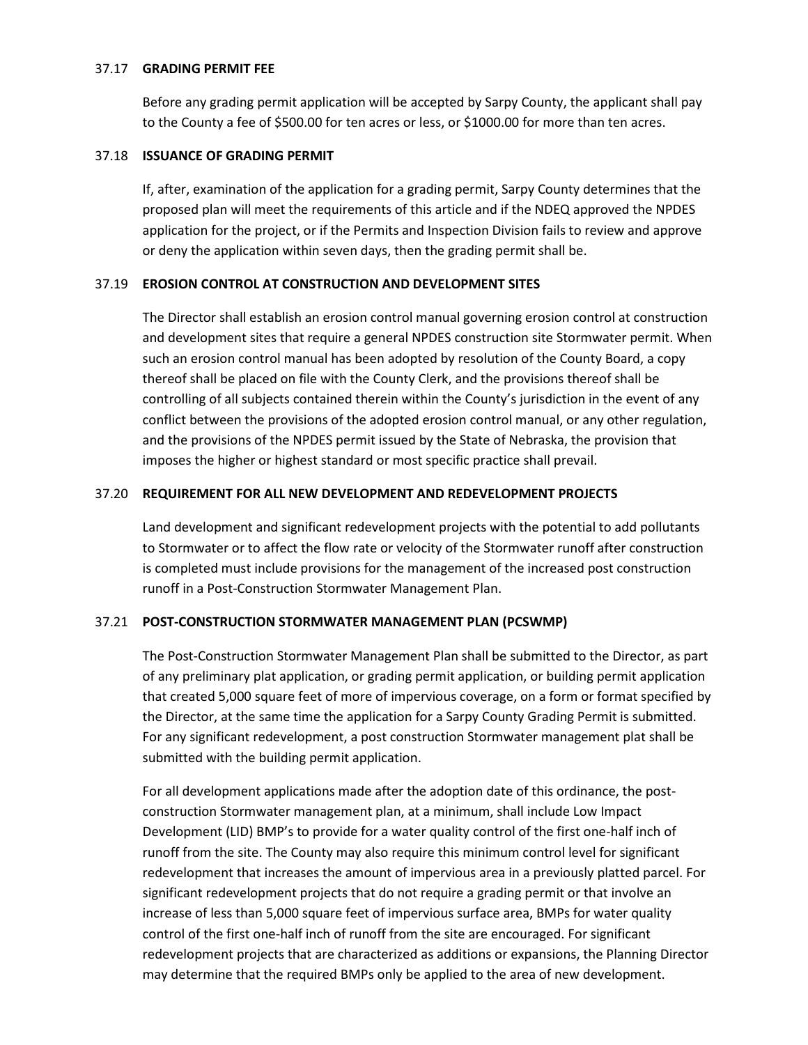## 37.17 GRADING PERMIT FEE

Before any grading permit application will be accepted by Sarpy County, the applicant shall pay to the County a fee of $500.00 for ten acres or less, or $1000.00 for more than ten acres.

## 37.18 ISSUANCE OF GRADING PERMIT

If, after, examination of the application for a grading permit, Sarpy County determines that the proposed plan will meet the requirements of this article and if the NDEQ approved the NPDES application for the project, or if the Permits and Inspection Division fails to review and approve or deny the application within seven days, then the grading permit shall be.

## 37.19 EROSION CONTROL AT CONSTRUCTION AND DEVELOPMENT SITES

The Director shall establish an erosion control manual governing erosion control at construction and development sites that require a general NPDES construction site Stormwater permit. When such an erosion control manual has been adopted by resolution of the County Board, a copy thereof shall be placed on file with the County Clerk, and the provisions thereof shall be controlling of all subjects contained therein within the County's jurisdiction in the event of any conflict between the provisions of the adopted erosion control manual, or any other regulation, and the provisions of the NPDES permit issued by the State of Nebraska, the provision that imposes the higher or highest standard or most specific practice shall prevail.

## 37.20 REQUIREMENT FOR ALL NEW DEVELOPMENT AND REDEVELOPMENT PROJECTS

Land development and significant redevelopment projects with the potential to add pollutants to Stormwater or to affect the flow rate or velocity of the Stormwater runoff after construction is completed must include provisions for the management of the increased post construction runoff in a Post-Construction Stormwater Management Plan.

## 37.21 POST-CONSTRUCTION STORMWATER MANAGEMENT PLAN (PCSWMP)

The Post-Construction Stormwater Management Plan shall be submitted to the Director, as part of any preliminary plat application, or grading permit application, or building permit application that created 5,000 square feet of more of impervious coverage, on a form or format specified by the Director, at the same time the application for a Sarpy County Grading Permit is submitted. For any significant redevelopment, a post construction Stormwater management plat shall be submitted with the building permit application.

For all development applications made after the adoption date of this ordinance, the post-construction Stormwater management plan, at a minimum, shall include Low Impact Development (LID) BMP's to provide for a water quality control of the first one-half inch of runoff from the site. The County may also require this minimum control level for significant redevelopment that increases the amount of impervious area in a previously platted parcel. For significant redevelopment projects that do not require a grading permit or that involve an increase of less than 5,000 square feet of impervious surface area, BMPs for water quality control of the first one-half inch of runoff from the site are encouraged. For significant redevelopment projects that are characterized as additions or expansions, the Planning Director may determine that the required BMPs only be applied to the area of new development.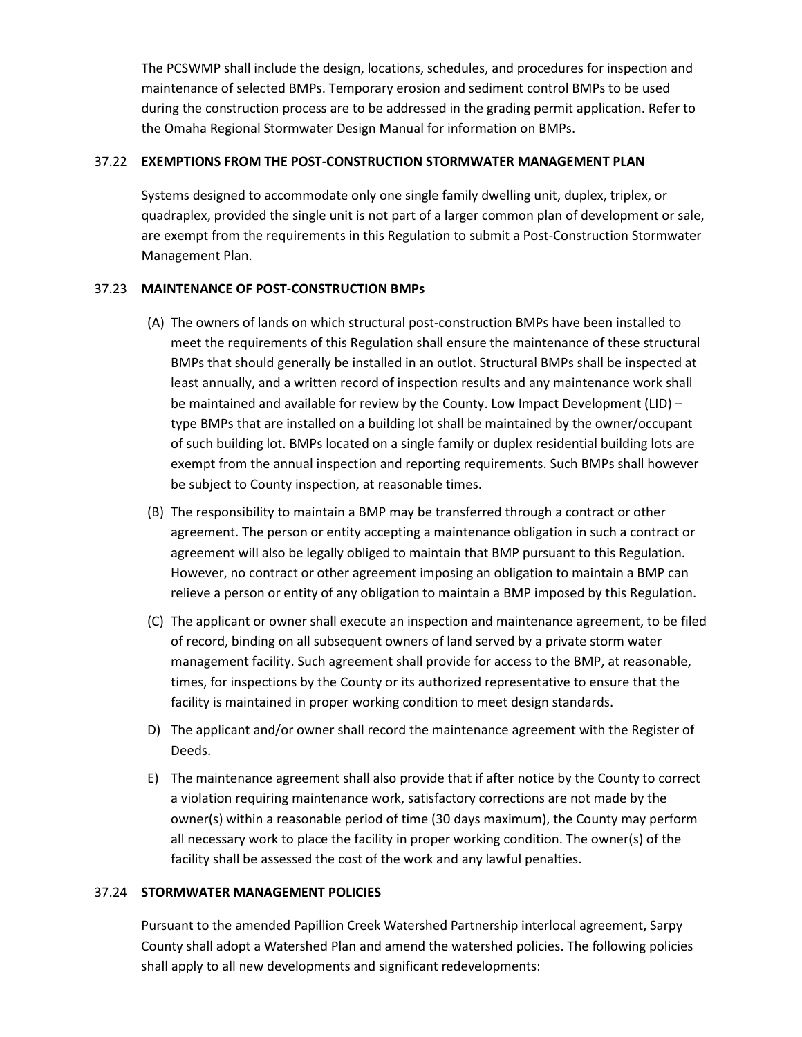The PCSWMP shall include the design, locations, schedules, and procedures for inspection and maintenance of selected BMPs. Temporary erosion and sediment control BMPs to be used during the construction process are to be addressed in the grading permit application. Refer to the Omaha Regional Stormwater Design Manual for information on BMPs.

## 37.22 EXEMPTIONS FROM THE POST-CONSTRUCTION STORMWATER MANAGEMENT PLAN

Systems designed to accommodate only one single family dwelling unit, duplex, triplex, or quadraplex, provided the single unit is not part of a larger common plan of development or sale, are exempt from the requirements in this Regulation to submit a Post-Construction Stormwater Management Plan.

## 37.23 MAINTENANCE OF POST-CONSTRUCTION BMPs

(A) The owners of lands on which structural post-construction BMPs have been installed to meet the requirements of this Regulation shall ensure the maintenance of these structural BMPs that should generally be installed in an outlot. Structural BMPs shall be inspected at least annually, and a written record of inspection results and any maintenance work shall be maintained and available for review by the County. Low Impact Development (LID) – type BMPs that are installed on a building lot shall be maintained by the owner/occupant of such building lot. BMPs located on a single family or duplex residential building lots are exempt from the annual inspection and reporting requirements. Such BMPs shall however be subject to County inspection, at reasonable times.

(B) The responsibility to maintain a BMP may be transferred through a contract or other agreement. The person or entity accepting a maintenance obligation in such a contract or agreement will also be legally obliged to maintain that BMP pursuant to this Regulation. However, no contract or other agreement imposing an obligation to maintain a BMP can relieve a person or entity of any obligation to maintain a BMP imposed by this Regulation.

(C) The applicant or owner shall execute an inspection and maintenance agreement, to be filed of record, binding on all subsequent owners of land served by a private storm water management facility. Such agreement shall provide for access to the BMP, at reasonable, times, for inspections by the County or its authorized representative to ensure that the facility is maintained in proper working condition to meet design standards.

D) The applicant and/or owner shall record the maintenance agreement with the Register of Deeds.

E) The maintenance agreement shall also provide that if after notice by the County to correct a violation requiring maintenance work, satisfactory corrections are not made by the owner(s) within a reasonable period of time (30 days maximum), the County may perform all necessary work to place the facility in proper working condition. The owner(s) of the facility shall be assessed the cost of the work and any lawful penalties.

## 37.24 STORMWATER MANAGEMENT POLICIES

Pursuant to the amended Papillion Creek Watershed Partnership interlocal agreement, Sarpy County shall adopt a Watershed Plan and amend the watershed policies. The following policies shall apply to all new developments and significant redevelopments: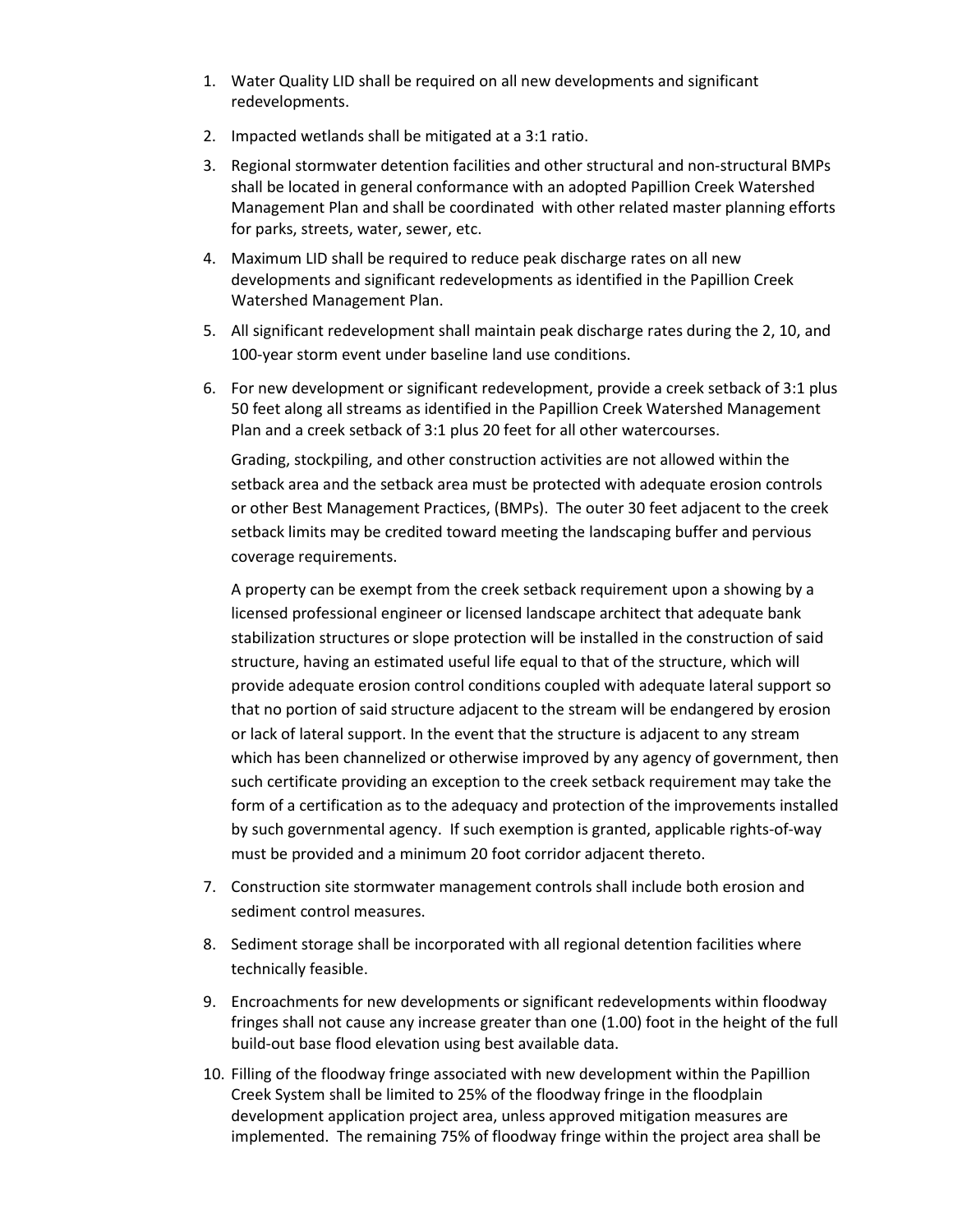1. Water Quality LID shall be required on all new developments and significant redevelopments.
2. Impacted wetlands shall be mitigated at a 3:1 ratio.
3. Regional stormwater detention facilities and other structural and non-structural BMPs shall be located in general conformance with an adopted Papillion Creek Watershed Management Plan and shall be coordinated with other related master planning efforts for parks, streets, water, sewer, etc.
4. Maximum LID shall be required to reduce peak discharge rates on all new developments and significant redevelopments as identified in the Papillion Creek Watershed Management Plan.
5. All significant redevelopment shall maintain peak discharge rates during the 2, 10, and 100-year storm event under baseline land use conditions.
6. For new development or significant redevelopment, provide a creek setback of 3:1 plus 50 feet along all streams as identified in the Papillion Creek Watershed Management Plan and a creek setback of 3:1 plus 20 feet for all other watercourses.

   Grading, stockpiling, and other construction activities are not allowed within the setback area and the setback area must be protected with adequate erosion controls or other Best Management Practices, (BMPs). The outer 30 feet adjacent to the creek setback limits may be credited toward meeting the landscaping buffer and pervious coverage requirements.

   A property can be exempt from the creek setback requirement upon a showing by a licensed professional engineer or licensed landscape architect that adequate bank stabilization structures or slope protection will be installed in the construction of said structure, having an estimated useful life equal to that of the structure, which will provide adequate erosion control conditions coupled with adequate lateral support so that no portion of said structure adjacent to the stream will be endangered by erosion or lack of lateral support. In the event that the structure is adjacent to any stream which has been channelized or otherwise improved by any agency of government, then such certificate providing an exception to the creek setback requirement may take the form of a certification as to the adequacy and protection of the improvements installed by such governmental agency. If such exemption is granted, applicable rights-of-way must be provided and a minimum 20 foot corridor adjacent thereto.
7. Construction site stormwater management controls shall include both erosion and sediment control measures.
8. Sediment storage shall be incorporated with all regional detention facilities where technically feasible.
9. Encroachments for new developments or significant redevelopments within floodway fringes shall not cause any increase greater than one (1.00) foot in the height of the full build-out base flood elevation using best available data.
10. Filling of the floodway fringe associated with new development within the Papillion Creek System shall be limited to 25% of the floodway fringe in the floodplain development application project area, unless approved mitigation measures are implemented. The remaining 75% of floodway fringe within the project area shall be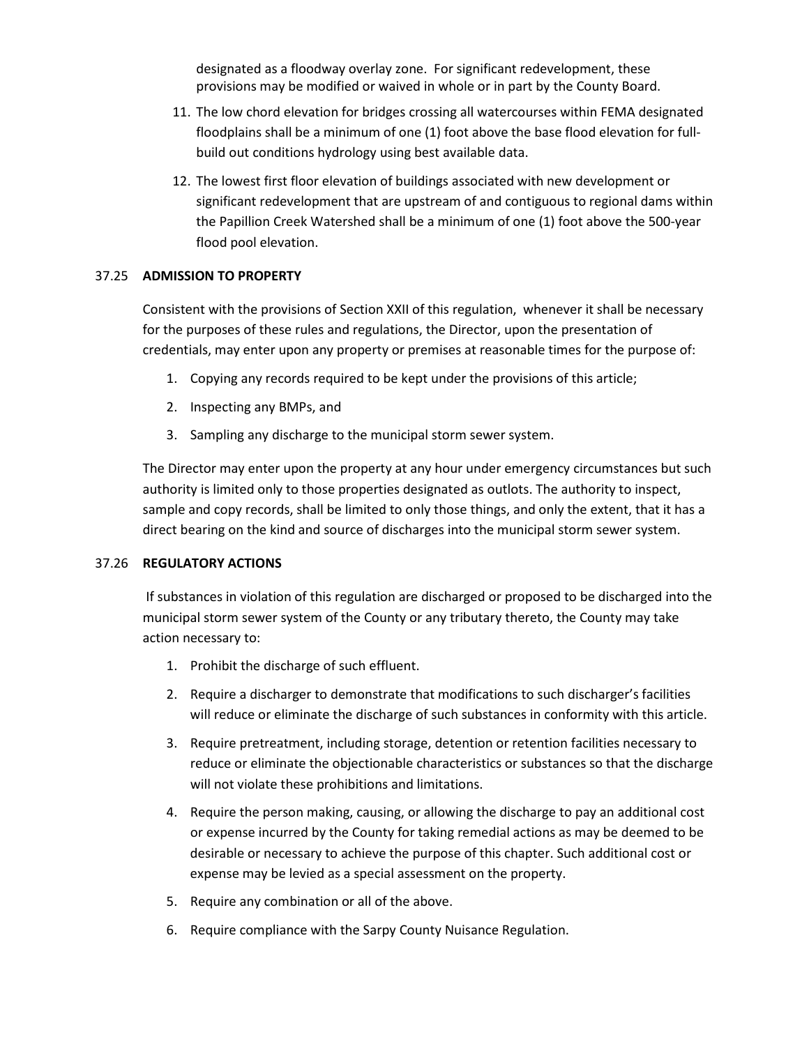designated as a floodway overlay zone. For significant redevelopment, these provisions may be modified or waived in whole or in part by the County Board.

11. The low chord elevation for bridges crossing all watercourses within FEMA designated floodplains shall be a minimum of one (1) foot above the base flood elevation for full-build out conditions hydrology using best available data.
12. The lowest first floor elevation of buildings associated with new development or significant redevelopment that are upstream of and contiguous to regional dams within the Papillion Creek Watershed shall be a minimum of one (1) foot above the 500-year flood pool elevation.

### 37.25 **ADMISSION TO PROPERTY**

Consistent with the provisions of Section XXII of this regulation, whenever it shall be necessary for the purposes of these rules and regulations, the Director, upon the presentation of credentials, may enter upon any property or premises at reasonable times for the purpose of:

1. Copying any records required to be kept under the provisions of this article;
2. Inspecting any BMPs, and
3. Sampling any discharge to the municipal storm sewer system.

The Director may enter upon the property at any hour under emergency circumstances but such authority is limited only to those properties designated as outlots. The authority to inspect, sample and copy records, shall be limited to only those things, and only the extent, that it has a direct bearing on the kind and source of discharges into the municipal storm sewer system.

### 37.26 **REGULATORY ACTIONS**

If substances in violation of this regulation are discharged or proposed to be discharged into the municipal storm sewer system of the County or any tributary thereto, the County may take action necessary to:

1. Prohibit the discharge of such effluent.
2. Require a discharger to demonstrate that modifications to such discharger's facilities will reduce or eliminate the discharge of such substances in conformity with this article.
3. Require pretreatment, including storage, detention or retention facilities necessary to reduce or eliminate the objectionable characteristics or substances so that the discharge will not violate these prohibitions and limitations.
4. Require the person making, causing, or allowing the discharge to pay an additional cost or expense incurred by the County for taking remedial actions as may be deemed to be desirable or necessary to achieve the purpose of this chapter. Such additional cost or expense may be levied as a special assessment on the property.
5. Require any combination or all of the above.
6. Require compliance with the Sarpy County Nuisance Regulation.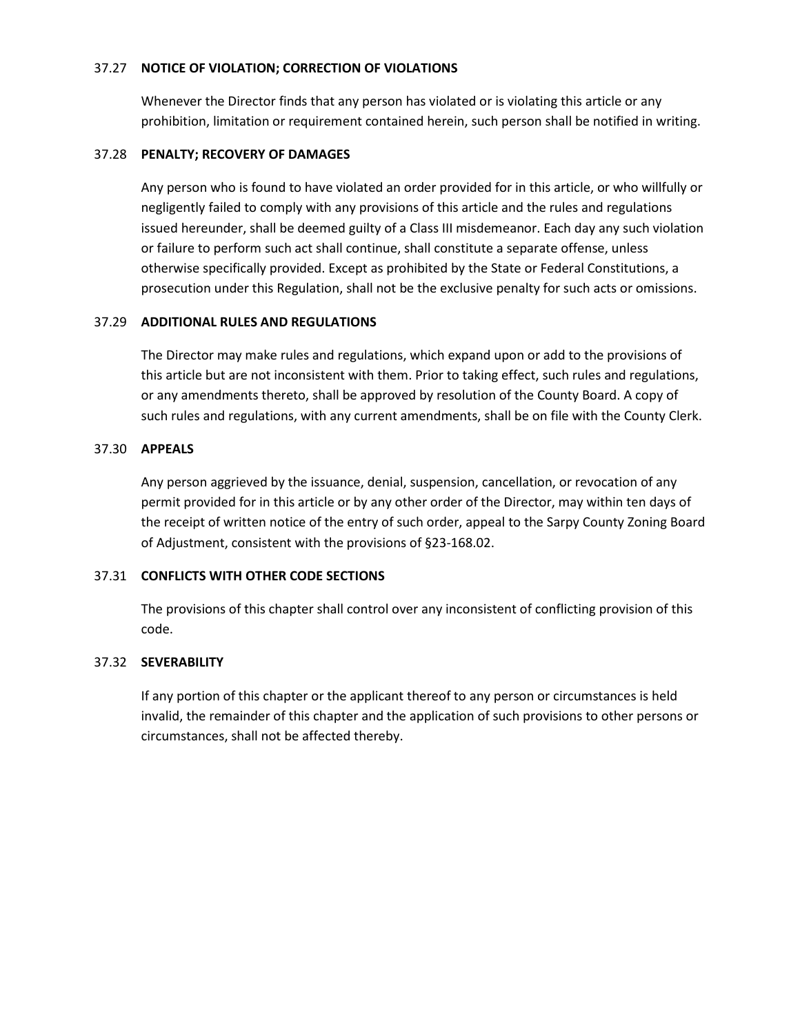### 37.27 NOTICE OF VIOLATION; CORRECTION OF VIOLATIONS

Whenever the Director finds that any person has violated or is violating this article or any prohibition, limitation or requirement contained herein, such person shall be notified in writing.

### 37.28 PENALTY; RECOVERY OF DAMAGES

Any person who is found to have violated an order provided for in this article, or who willfully or negligently failed to comply with any provisions of this article and the rules and regulations issued hereunder, shall be deemed guilty of a Class III misdemeanor. Each day any such violation or failure to perform such act shall continue, shall constitute a separate offense, unless otherwise specifically provided. Except as prohibited by the State or Federal Constitutions, a prosecution under this Regulation, shall not be the exclusive penalty for such acts or omissions.

### 37.29 ADDITIONAL RULES AND REGULATIONS

The Director may make rules and regulations, which expand upon or add to the provisions of this article but are not inconsistent with them. Prior to taking effect, such rules and regulations, or any amendments thereto, shall be approved by resolution of the County Board. A copy of such rules and regulations, with any current amendments, shall be on file with the County Clerk.

### 37.30 APPEALS

Any person aggrieved by the issuance, denial, suspension, cancellation, or revocation of any permit provided for in this article or by any other order of the Director, may within ten days of the receipt of written notice of the entry of such order, appeal to the Sarpy County Zoning Board of Adjustment, consistent with the provisions of §23-168.02.

### 37.31 CONFLICTS WITH OTHER CODE SECTIONS

The provisions of this chapter shall control over any inconsistent of conflicting provision of this code.

### 37.32 SEVERABILITY

If any portion of this chapter or the applicant thereof to any person or circumstances is held invalid, the remainder of this chapter and the application of such provisions to other persons or circumstances, shall not be affected thereby.